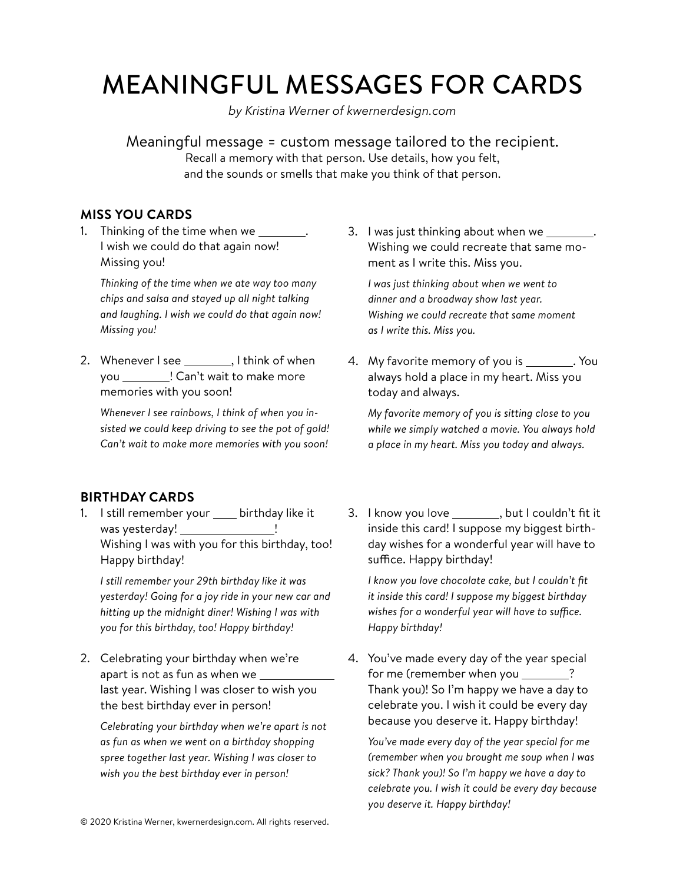# MEANINGFUL MESSAGES FOR CARDS

*by Kristina Werner of kwernerdesign.com*

Meaningful message = custom message tailored to the recipient.
Recall a memory with that person. Use details, how you felt, and the sounds or smells that make you think of that person.

## MISS YOU CARDS

1. Thinking of the time when we ________.
   I wish we could do that again now!
   Missing you!

   *Thinking of the time when we ate way too many chips and salsa and stayed up all night talking and laughing. I wish we could do that again now! Missing you!*

2. Whenever I see ________, I think of when you ________! Can't wait to make more memories with you soon!

   *Whenever I see rainbows, I think of when you insisted we could keep driving to see the pot of gold! Can't wait to make more memories with you soon!*

3. I was just thinking about when we ________. Wishing we could recreate that same moment as I write this. Miss you.

   *I was just thinking about when we went to dinner and a broadway show last year. Wishing we could recreate that same moment as I write this. Miss you.*

4. My favorite memory of you is ________. You always hold a place in my heart. Miss you today and always.

   *My favorite memory of you is sitting close to you while we simply watched a movie. You always hold a place in my heart. Miss you today and always.*

## BIRTHDAY CARDS

1. I still remember your ____ birthday like it was yesterday! ______________!
   Wishing I was with you for this birthday, too!
   Happy birthday!

   *I still remember your 29th birthday like it was yesterday! Going for a joy ride in your new car and hitting up the midnight diner! Wishing I was with you for this birthday, too! Happy birthday!*

2. Celebrating your birthday when we're apart is not as fun as when we ____________ last year. Wishing I was closer to wish you the best birthday ever in person!

   *Celebrating your birthday when we're apart is not as fun as when we went on a birthday shopping spree together last year. Wishing I was closer to wish you the best birthday ever in person!*

3. I know you love ________, but I couldn't fit it inside this card! I suppose my biggest birthday wishes for a wonderful year will have to suffice. Happy birthday!

   *I know you love chocolate cake, but I couldn't fit it inside this card! I suppose my biggest birthday wishes for a wonderful year will have to suffice. Happy birthday!*

4. You've made every day of the year special for me (remember when you ________? Thank you)! So I'm happy we have a day to celebrate you. I wish it could be every day because you deserve it. Happy birthday!

   *You've made every day of the year special for me (remember when you brought me soup when I was sick? Thank you)! So I'm happy we have a day to celebrate you. I wish it could be every day because you deserve it. Happy birthday!*

© 2020 Kristina Werner, kwernerdesign.com. All rights reserved.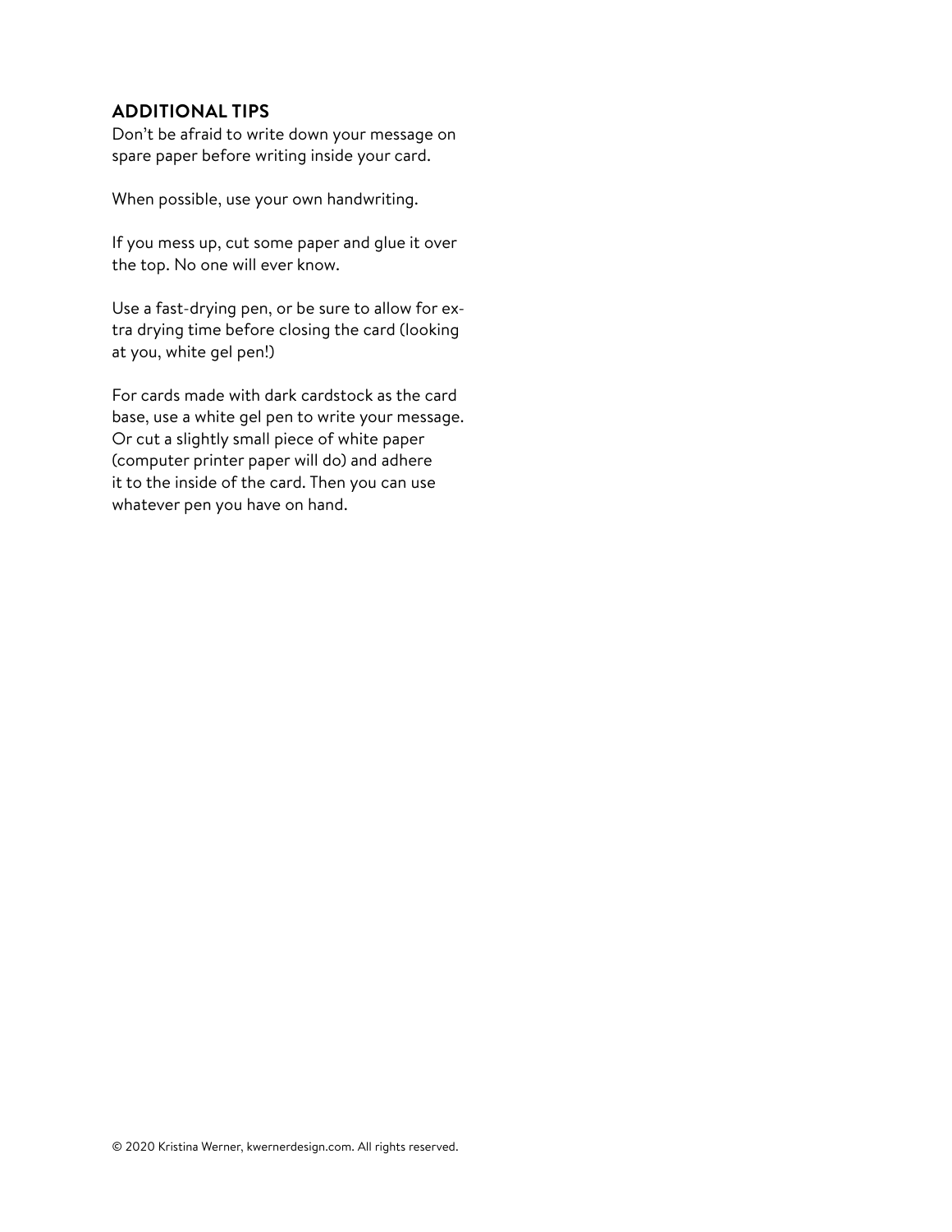## ADDITIONAL TIPS

Don't be afraid to write down your message on spare paper before writing inside your card.

When possible, use your own handwriting.

If you mess up, cut some paper and glue it over the top. No one will ever know.

Use a fast-drying pen, or be sure to allow for extra drying time before closing the card (looking at you, white gel pen!)

For cards made with dark cardstock as the card base, use a white gel pen to write your message. Or cut a slightly small piece of white paper (computer printer paper will do) and adhere it to the inside of the card. Then you can use whatever pen you have on hand.

© 2020 Kristina Werner, kwernerdesign.com. All rights reserved.